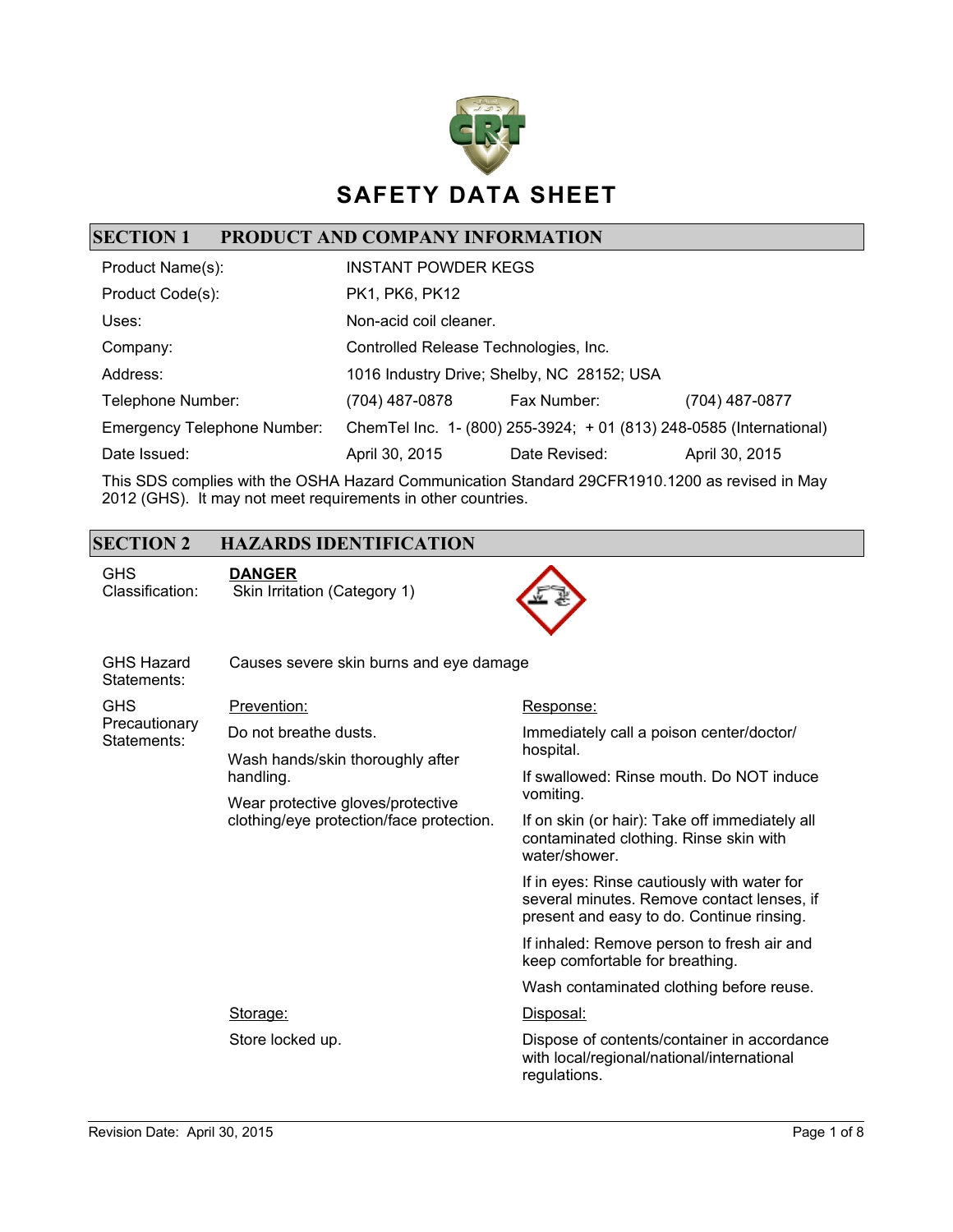# SAFETY DATA SHEET

## SECTION 1 PRODUCT AND COMPANY INFORMATION

| | | | |
|---|---|---|---|
| Product Name(s): | INSTANT POWDER KEGS | | |
| Product Code(s): | PK1, PK6, PK12 | | |
| Uses: | Non-acid coil cleaner. | | |
| Company: | Controlled Release Technologies, Inc. | | |
| Address: | 1016 Industry Drive; Shelby, NC 28152; USA | | |
| Telephone Number: | (704) 487-0878 | Fax Number: | (704) 487-0877 |
| Emergency Telephone Number: | ChemTel Inc. 1- (800) 255-3924; + 01 (813) 248-0585 (International) | | |
| Date Issued: | April 30, 2015 | Date Revised: | April 30, 2015 |

This SDS complies with the OSHA Hazard Communication Standard 29CFR1910.1200 as revised in May 2012 (GHS). It may not meet requirements in other countries.

## SECTION 2 HAZARDS IDENTIFICATION

**GHS Classification:**

**DANGER**

Skin Irritation (Category 1)

**GHS Hazard Statements:** Causes severe skin burns and eye damage

**GHS Precautionary Statements:**

Prevention:

Do not breathe dusts.

Wash hands/skin thoroughly after handling.

Wear protective gloves/protective clothing/eye protection/face protection.

Response:

Immediately call a poison center/doctor/ hospital.

If swallowed: Rinse mouth. Do NOT induce vomiting.

If on skin (or hair): Take off immediately all contaminated clothing. Rinse skin with water/shower.

If in eyes: Rinse cautiously with water for several minutes. Remove contact lenses, if present and easy to do. Continue rinsing.

If inhaled: Remove person to fresh air and keep comfortable for breathing.

Wash contaminated clothing before reuse.

Storage:

Store locked up.

Disposal:

Dispose of contents/container in accordance with local/regional/national/international regulations.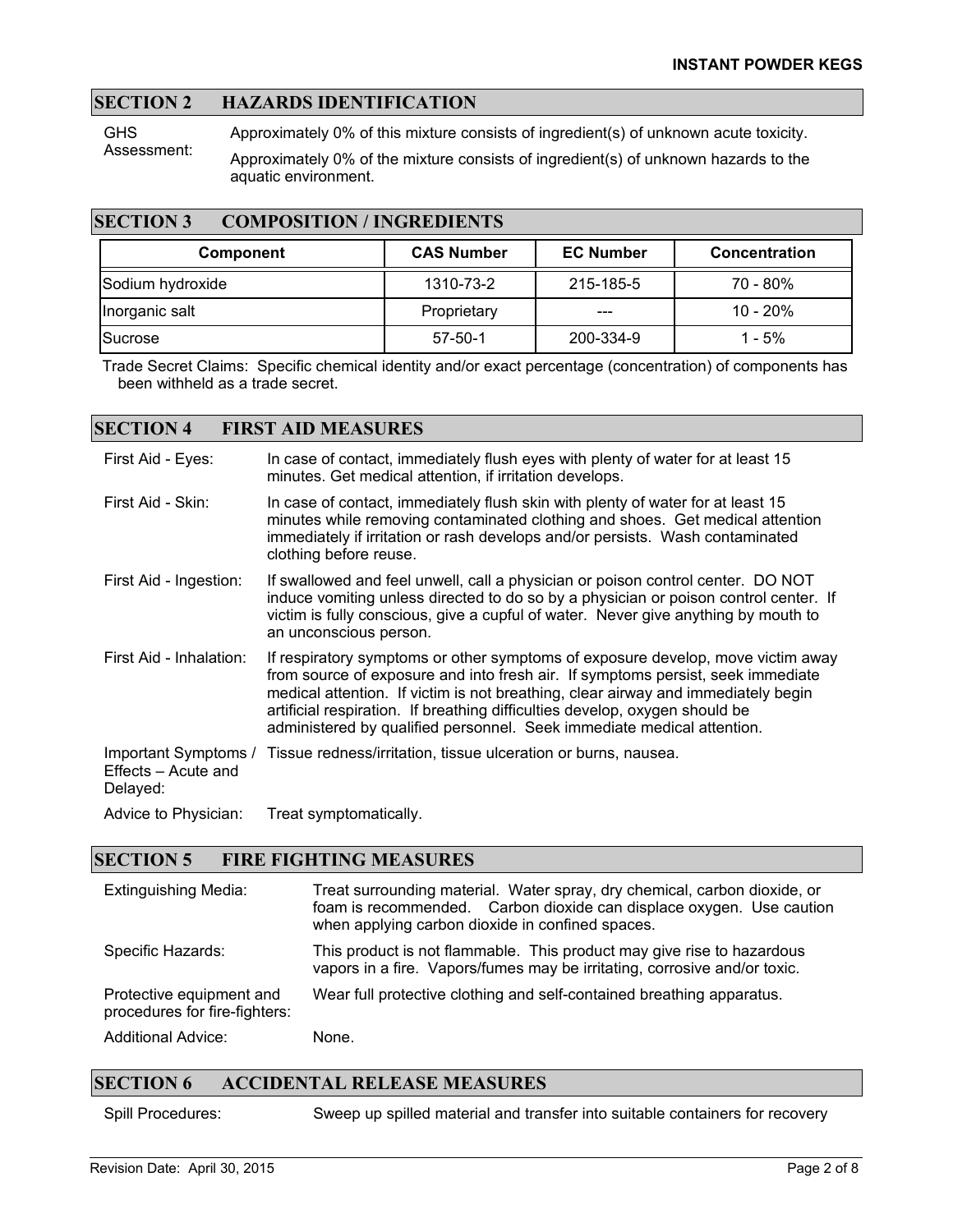## SECTION 2 HAZARDS IDENTIFICATION

GHS Assessment:

Approximately 0% of this mixture consists of ingredient(s) of unknown acute toxicity.

Approximately 0% of the mixture consists of ingredient(s) of unknown hazards to the aquatic environment.

## SECTION 3 COMPOSITION / INGREDIENTS

| Component | CAS Number | EC Number | Concentration |
|---|---|---|---|
| Sodium hydroxide | 1310-73-2 | 215-185-5 | 70 - 80% |
| Inorganic salt | Proprietary | --- | 10 - 20% |
| Sucrose | 57-50-1 | 200-334-9 | 1 - 5% |

Trade Secret Claims: Specific chemical identity and/or exact percentage (concentration) of components has been withheld as a trade secret.

## SECTION 4 FIRST AID MEASURES

**First Aid - Eyes:** In case of contact, immediately flush eyes with plenty of water for at least 15 minutes. Get medical attention, if irritation develops.

**First Aid - Skin:** In case of contact, immediately flush skin with plenty of water for at least 15 minutes while removing contaminated clothing and shoes. Get medical attention immediately if irritation or rash develops and/or persists. Wash contaminated clothing before reuse.

**First Aid - Ingestion:** If swallowed and feel unwell, call a physician or poison control center. DO NOT induce vomiting unless directed to do so by a physician or poison control center. If victim is fully conscious, give a cupful of water. Never give anything by mouth to an unconscious person.

**First Aid - Inhalation:** If respiratory symptoms or other symptoms of exposure develop, move victim away from source of exposure and into fresh air. If symptoms persist, seek immediate medical attention. If victim is not breathing, clear airway and immediately begin artificial respiration. If breathing difficulties develop, oxygen should be administered by qualified personnel. Seek immediate medical attention.

**Important Symptoms / Effects – Acute and Delayed:** Tissue redness/irritation, tissue ulceration or burns, nausea.

**Advice to Physician:** Treat symptomatically.

## SECTION 5 FIRE FIGHTING MEASURES

**Extinguishing Media:** Treat surrounding material. Water spray, dry chemical, carbon dioxide, or foam is recommended. Carbon dioxide can displace oxygen. Use caution when applying carbon dioxide in confined spaces.

**Specific Hazards:** This product is not flammable. This product may give rise to hazardous vapors in a fire. Vapors/fumes may be irritating, corrosive and/or toxic.

**Protective equipment and procedures for fire-fighters:** Wear full protective clothing and self-contained breathing apparatus.

**Additional Advice:** None.

## SECTION 6 ACCIDENTAL RELEASE MEASURES

**Spill Procedures:** Sweep up spilled material and transfer into suitable containers for recovery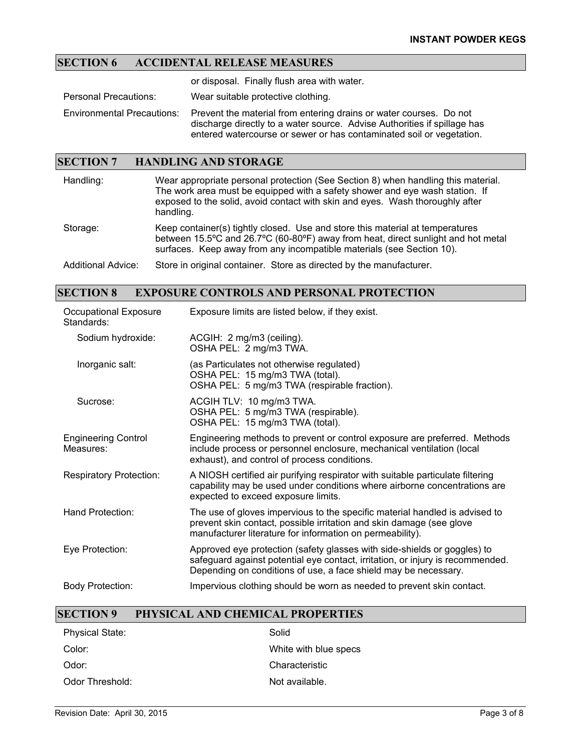## SECTION 6 ACCIDENTAL RELEASE MEASURES

| | |
|---|---|
| | or disposal. Finally flush area with water. |
| Personal Precautions: | Wear suitable protective clothing. |
| Environmental Precautions: | Prevent the material from entering drains or water courses. Do not discharge directly to a water source. Advise Authorities if spillage has entered watercourse or sewer or has contaminated soil or vegetation. |

## SECTION 7 HANDLING AND STORAGE

| | |
|---|---|
| Handling: | Wear appropriate personal protection (See Section 8) when handling this material. The work area must be equipped with a safety shower and eye wash station. If exposed to the solid, avoid contact with skin and eyes. Wash thoroughly after handling. |
| Storage: | Keep container(s) tightly closed. Use and store this material at temperatures between 15.5ºC and 26.7ºC (60-80ºF) away from heat, direct sunlight and hot metal surfaces. Keep away from any incompatible materials (see Section 10). |
| Additional Advice: | Store in original container. Store as directed by the manufacturer. |

## SECTION 8 EXPOSURE CONTROLS AND PERSONAL PROTECTION

| | |
|---|---|
| Occupational Exposure Standards: | Exposure limits are listed below, if they exist. |
| Sodium hydroxide: | ACGIH: 2 mg/m3 (ceiling).<br>OSHA PEL: 2 mg/m3 TWA. |
| Inorganic salt: | (as Particulates not otherwise regulated)<br>OSHA PEL: 15 mg/m3 TWA (total).<br>OSHA PEL: 5 mg/m3 TWA (respirable fraction). |
| Sucrose: | ACGIH TLV: 10 mg/m3 TWA.<br>OSHA PEL: 5 mg/m3 TWA (respirable).<br>OSHA PEL: 15 mg/m3 TWA (total). |
| Engineering Control Measures: | Engineering methods to prevent or control exposure are preferred. Methods include process or personnel enclosure, mechanical ventilation (local exhaust), and control of process conditions. |
| Respiratory Protection: | A NIOSH certified air purifying respirator with suitable particulate filtering capability may be used under conditions where airborne concentrations are expected to exceed exposure limits. |
| Hand Protection: | The use of gloves impervious to the specific material handled is advised to prevent skin contact, possible irritation and skin damage (see glove manufacturer literature for information on permeability). |
| Eye Protection: | Approved eye protection (safety glasses with side-shields or goggles) to safeguard against potential eye contact, irritation, or injury is recommended. Depending on conditions of use, a face shield may be necessary. |
| Body Protection: | Impervious clothing should be worn as needed to prevent skin contact. |

## SECTION 9 PHYSICAL AND CHEMICAL PROPERTIES

| | |
|---|---|
| Physical State: | Solid |
| Color: | White with blue specs |
| Odor: | Characteristic |
| Odor Threshold: | Not available. |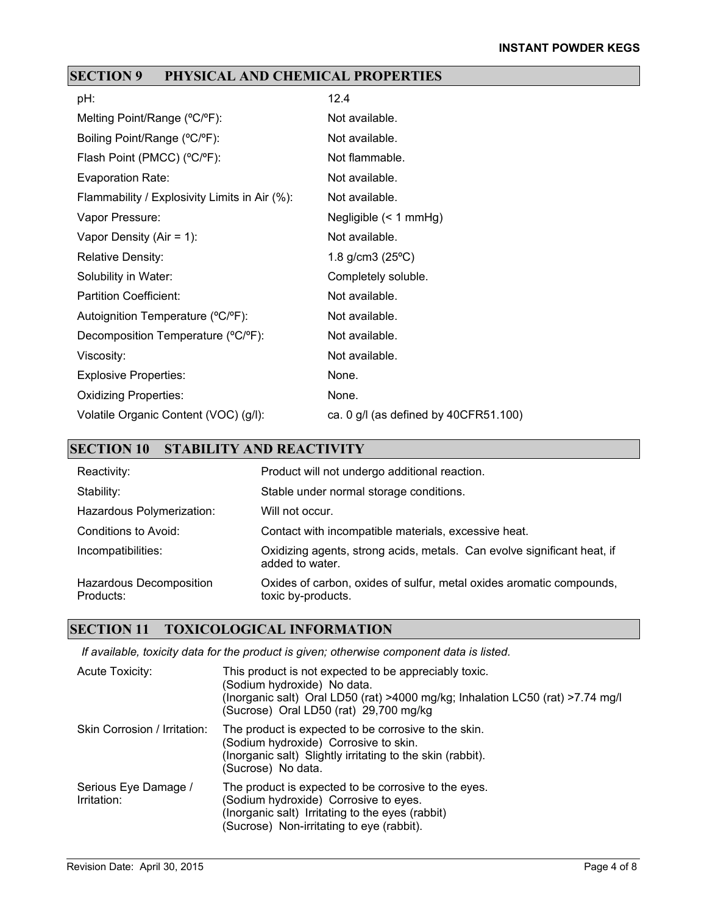## SECTION 9 PHYSICAL AND CHEMICAL PROPERTIES

| | |
|---|---|
| pH: | 12.4 |
| Melting Point/Range (ºC/ºF): | Not available. |
| Boiling Point/Range (ºC/ºF): | Not available. |
| Flash Point (PMCC) (ºC/ºF): | Not flammable. |
| Evaporation Rate: | Not available. |
| Flammability / Explosivity Limits in Air (%): | Not available. |
| Vapor Pressure: | Negligible (< 1 mmHg) |
| Vapor Density (Air = 1): | Not available. |
| Relative Density: | 1.8 g/cm3 (25ºC) |
| Solubility in Water: | Completely soluble. |
| Partition Coefficient: | Not available. |
| Autoignition Temperature (ºC/ºF): | Not available. |
| Decomposition Temperature (ºC/ºF): | Not available. |
| Viscosity: | Not available. |
| Explosive Properties: | None. |
| Oxidizing Properties: | None. |
| Volatile Organic Content (VOC) (g/l): | ca. 0 g/l (as defined by 40CFR51.100) |

## SECTION 10 STABILITY AND REACTIVITY

| | |
|---|---|
| Reactivity: | Product will not undergo additional reaction. |
| Stability: | Stable under normal storage conditions. |
| Hazardous Polymerization: | Will not occur. |
| Conditions to Avoid: | Contact with incompatible materials, excessive heat. |
| Incompatibilities: | Oxidizing agents, strong acids, metals. Can evolve significant heat, if added to water. |
| Hazardous Decomposition Products: | Oxides of carbon, oxides of sulfur, metal oxides aromatic compounds, toxic by-products. |

## SECTION 11 TOXICOLOGICAL INFORMATION

*If available, toxicity data for the product is given; otherwise component data is listed.*

| | |
|---|---|
| Acute Toxicity: | This product is not expected to be appreciably toxic.<br>(Sodium hydroxide) No data.<br>(Inorganic salt) Oral LD50 (rat) >4000 mg/kg; Inhalation LC50 (rat) >7.74 mg/l<br>(Sucrose) Oral LD50 (rat) 29,700 mg/kg |
| Skin Corrosion / Irritation: | The product is expected to be corrosive to the skin.<br>(Sodium hydroxide) Corrosive to skin.<br>(Inorganic salt) Slightly irritating to the skin (rabbit).<br>(Sucrose) No data. |
| Serious Eye Damage / Irritation: | The product is expected to be corrosive to the eyes.<br>(Sodium hydroxide) Corrosive to eyes.<br>(Inorganic salt) Irritating to the eyes (rabbit)<br>(Sucrose) Non-irritating to eye (rabbit). |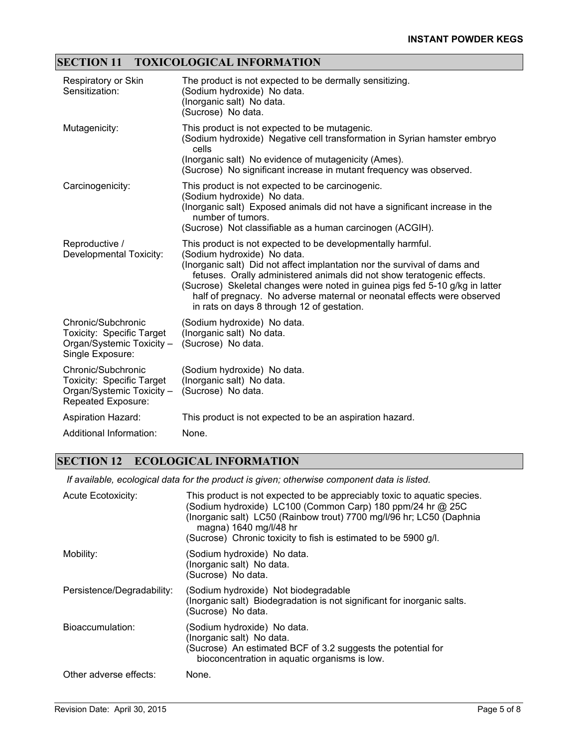## SECTION 11 TOXICOLOGICAL INFORMATION

| | |
|---|---|
| Respiratory or Skin Sensitization: | The product is not expected to be dermally sensitizing.<br>(Sodium hydroxide) No data.<br>(Inorganic salt) No data.<br>(Sucrose) No data. |
| Mutagenicity: | This product is not expected to be mutagenic.<br>(Sodium hydroxide) Negative cell transformation in Syrian hamster embryo cells<br>(Inorganic salt) No evidence of mutagenicity (Ames).<br>(Sucrose) No significant increase in mutant frequency was observed. |
| Carcinogenicity: | This product is not expected to be carcinogenic.<br>(Sodium hydroxide) No data.<br>(Inorganic salt) Exposed animals did not have a significant increase in the number of tumors.<br>(Sucrose) Not classifiable as a human carcinogen (ACGIH). |
| Reproductive / Developmental Toxicity: | This product is not expected to be developmentally harmful.<br>(Sodium hydroxide) No data.<br>(Inorganic salt) Did not affect implantation nor the survival of dams and fetuses. Orally administered animals did not show teratogenic effects.<br>(Sucrose) Skeletal changes were noted in guinea pigs fed 5-10 g/kg in latter half of pregnancy. No adverse maternal or neonatal effects were observed in rats on days 8 through 12 of gestation. |
| Chronic/Subchronic Toxicity: Specific Target Organ/Systemic Toxicity – Single Exposure: | (Sodium hydroxide) No data.<br>(Inorganic salt) No data.<br>(Sucrose) No data. |
| Chronic/Subchronic Toxicity: Specific Target Organ/Systemic Toxicity – Repeated Exposure: | (Sodium hydroxide) No data.<br>(Inorganic salt) No data.<br>(Sucrose) No data. |
| Aspiration Hazard: | This product is not expected to be an aspiration hazard. |
| Additional Information: | None. |

## SECTION 12 ECOLOGICAL INFORMATION

*If available, ecological data for the product is given; otherwise component data is listed.*

| | |
|---|---|
| Acute Ecotoxicity: | This product is not expected to be appreciably toxic to aquatic species.<br>(Sodium hydroxide) LC100 (Common Carp) 180 ppm/24 hr @ 25C<br>(Inorganic salt) LC50 (Rainbow trout) 7700 mg/l/96 hr; LC50 (Daphnia magna) 1640 mg/l/48 hr<br>(Sucrose) Chronic toxicity to fish is estimated to be 5900 g/l. |
| Mobility: | (Sodium hydroxide) No data.<br>(Inorganic salt) No data.<br>(Sucrose) No data. |
| Persistence/Degradability: | (Sodium hydroxide) Not biodegradable<br>(Inorganic salt) Biodegradation is not significant for inorganic salts.<br>(Sucrose) No data. |
| Bioaccumulation: | (Sodium hydroxide) No data.<br>(Inorganic salt) No data.<br>(Sucrose) An estimated BCF of 3.2 suggests the potential for bioconcentration in aquatic organisms is low. |
| Other adverse effects: | None. |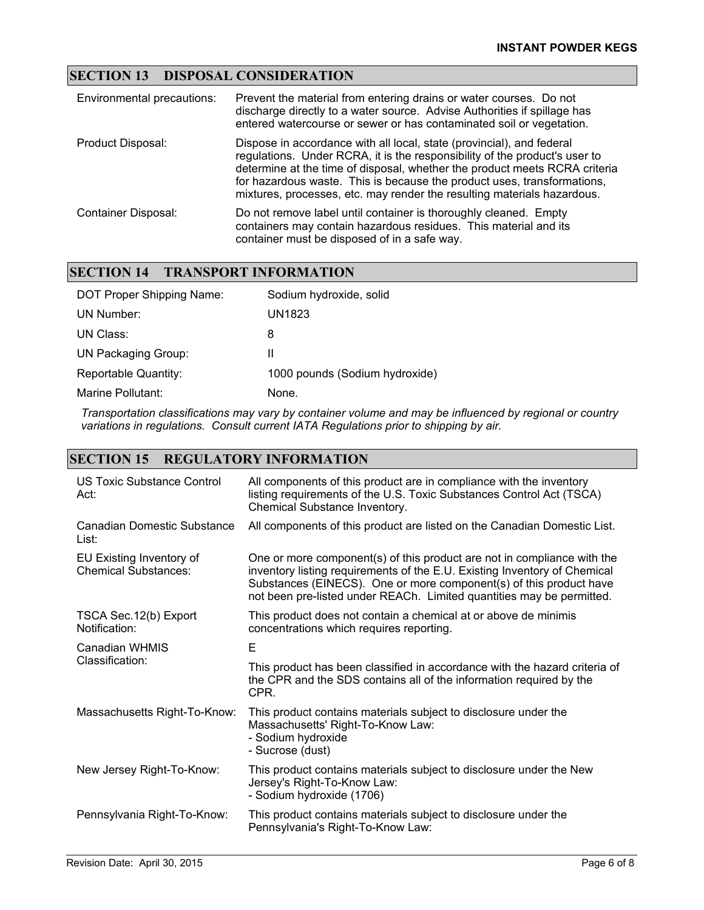## SECTION 13 DISPOSAL CONSIDERATION

| | |
|---|---|
| Environmental precautions: | Prevent the material from entering drains or water courses. Do not discharge directly to a water source. Advise Authorities if spillage has entered watercourse or sewer or has contaminated soil or vegetation. |
| Product Disposal: | Dispose in accordance with all local, state (provincial), and federal regulations. Under RCRA, it is the responsibility of the product's user to determine at the time of disposal, whether the product meets RCRA criteria for hazardous waste. This is because the product uses, transformations, mixtures, processes, etc. may render the resulting materials hazardous. |
| Container Disposal: | Do not remove label until container is thoroughly cleaned. Empty containers may contain hazardous residues. This material and its container must be disposed of in a safe way. |

## SECTION 14 TRANSPORT INFORMATION

| | |
|---|---|
| DOT Proper Shipping Name: | Sodium hydroxide, solid |
| UN Number: | UN1823 |
| UN Class: | 8 |
| UN Packaging Group: | II |
| Reportable Quantity: | 1000 pounds (Sodium hydroxide) |
| Marine Pollutant: | None. |

*Transportation classifications may vary by container volume and may be influenced by regional or country variations in regulations. Consult current IATA Regulations prior to shipping by air.*

## SECTION 15 REGULATORY INFORMATION

| | |
|---|---|
| US Toxic Substance Control Act: | All components of this product are in compliance with the inventory listing requirements of the U.S. Toxic Substances Control Act (TSCA) Chemical Substance Inventory. |
| Canadian Domestic Substance List: | All components of this product are listed on the Canadian Domestic List. |
| EU Existing Inventory of Chemical Substances: | One or more component(s) of this product are not in compliance with the inventory listing requirements of the E.U. Existing Inventory of Chemical Substances (EINECS). One or more component(s) of this product have not been pre-listed under REACh. Limited quantities may be permitted. |
| TSCA Sec.12(b) Export Notification: | This product does not contain a chemical at or above de minimis concentrations which requires reporting. |
| Canadian WHMIS Classification: | E<br>This product has been classified in accordance with the hazard criteria of the CPR and the SDS contains all of the information required by the CPR. |
| Massachusetts Right-To-Know: | This product contains materials subject to disclosure under the Massachusetts' Right-To-Know Law:<br>- Sodium hydroxide<br>- Sucrose (dust) |
| New Jersey Right-To-Know: | This product contains materials subject to disclosure under the New Jersey's Right-To-Know Law:<br>- Sodium hydroxide (1706) |
| Pennsylvania Right-To-Know: | This product contains materials subject to disclosure under the Pennsylvania's Right-To-Know Law: |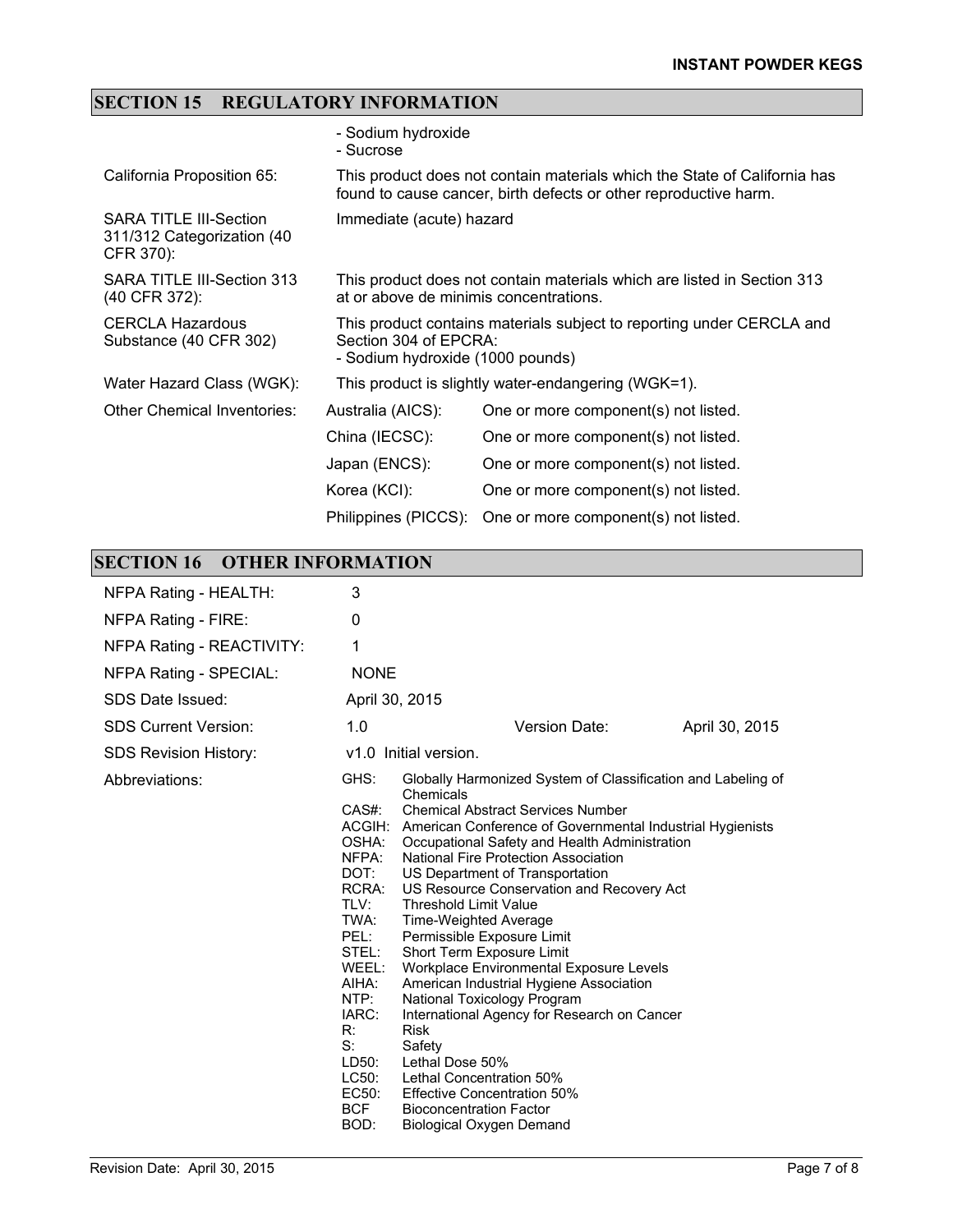## SECTION 15 REGULATORY INFORMATION

| | | |
|---|---|---|
| | - Sodium hydroxide<br>- Sucrose | |
| California Proposition 65: | This product does not contain materials which the State of California has found to cause cancer, birth defects or other reproductive harm. | |
| SARA TITLE III-Section 311/312 Categorization (40 CFR 370): | Immediate (acute) hazard | |
| SARA TITLE III-Section 313 (40 CFR 372): | This product does not contain materials which are listed in Section 313 at or above de minimis concentrations. | |
| CERCLA Hazardous Substance (40 CFR 302) | This product contains materials subject to reporting under CERCLA and Section 304 of EPCRA:<br>- Sodium hydroxide (1000 pounds) | |
| Water Hazard Class (WGK): | This product is slightly water-endangering (WGK=1). | |
| Other Chemical Inventories: | Australia (AICS): | One or more component(s) not listed. |
| | China (IECSC): | One or more component(s) not listed. |
| | Japan (ENCS): | One or more component(s) not listed. |
| | Korea (KCI): | One or more component(s) not listed. |
| | Philippines (PICCS): | One or more component(s) not listed. |

## SECTION 16 OTHER INFORMATION

| | | | |
|---|---|---|---|
| NFPA Rating - HEALTH: | 3 | | |
| NFPA Rating - FIRE: | 0 | | |
| NFPA Rating - REACTIVITY: | 1 | | |
| NFPA Rating - SPECIAL: | NONE | | |
| SDS Date Issued: | April 30, 2015 | | |
| SDS Current Version: | 1.0 | Version Date: | April 30, 2015 |
| SDS Revision History: | v1.0 Initial version. | | |

Abbreviations:

| | |
|---|---|
| GHS: | Globally Harmonized System of Classification and Labeling of Chemicals |
| CAS#: | Chemical Abstract Services Number |
| ACGIH: | American Conference of Governmental Industrial Hygienists |
| OSHA: | Occupational Safety and Health Administration |
| NFPA: | National Fire Protection Association |
| DOT: | US Department of Transportation |
| RCRA: | US Resource Conservation and Recovery Act |
| TLV: | Threshold Limit Value |
| TWA: | Time-Weighted Average |
| PEL: | Permissible Exposure Limit |
| STEL: | Short Term Exposure Limit |
| WEEL: | Workplace Environmental Exposure Levels |
| AIHA: | American Industrial Hygiene Association |
| NTP: | National Toxicology Program |
| IARC: | International Agency for Research on Cancer |
| R: | Risk |
| S: | Safety |
| LD50: | Lethal Dose 50% |
| LC50: | Lethal Concentration 50% |
| EC50: | Effective Concentration 50% |
| BCF | Bioconcentration Factor |
| BOD: | Biological Oxygen Demand |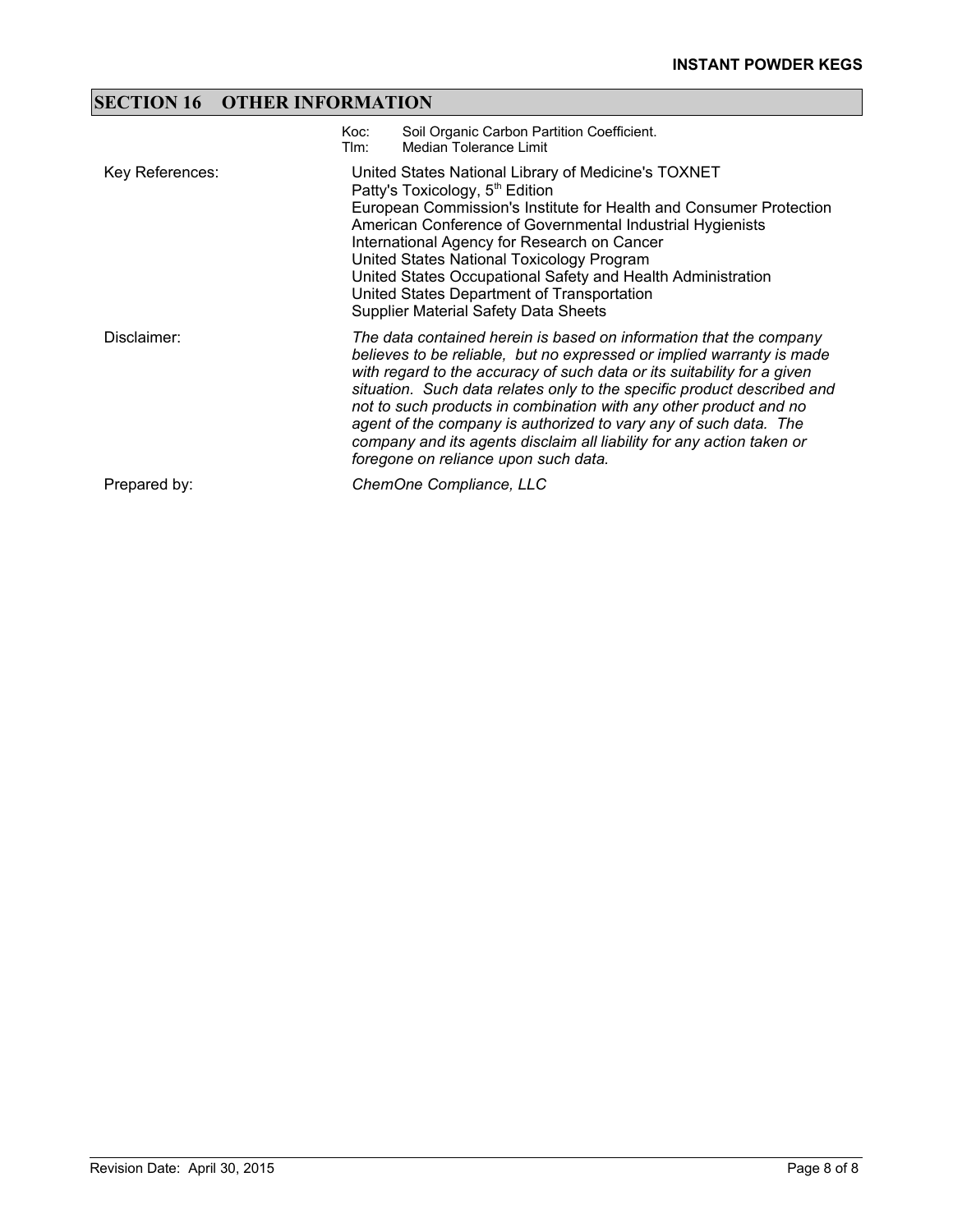## SECTION 16 OTHER INFORMATION

Koc: Soil Organic Carbon Partition Coefficient.
Tlm: Median Tolerance Limit

Key References:

United States National Library of Medicine's TOXNET
Patty's Toxicology, 5th Edition
European Commission's Institute for Health and Consumer Protection
American Conference of Governmental Industrial Hygienists
International Agency for Research on Cancer
United States National Toxicology Program
United States Occupational Safety and Health Administration
United States Department of Transportation
Supplier Material Safety Data Sheets

Disclaimer:

*The data contained herein is based on information that the company believes to be reliable, but no expressed or implied warranty is made with regard to the accuracy of such data or its suitability for a given situation. Such data relates only to the specific product described and not to such products in combination with any other product and no agent of the company is authorized to vary any of such data. The company and its agents disclaim all liability for any action taken or foregone on reliance upon such data.*

Prepared by:

*ChemOne Compliance, LLC*